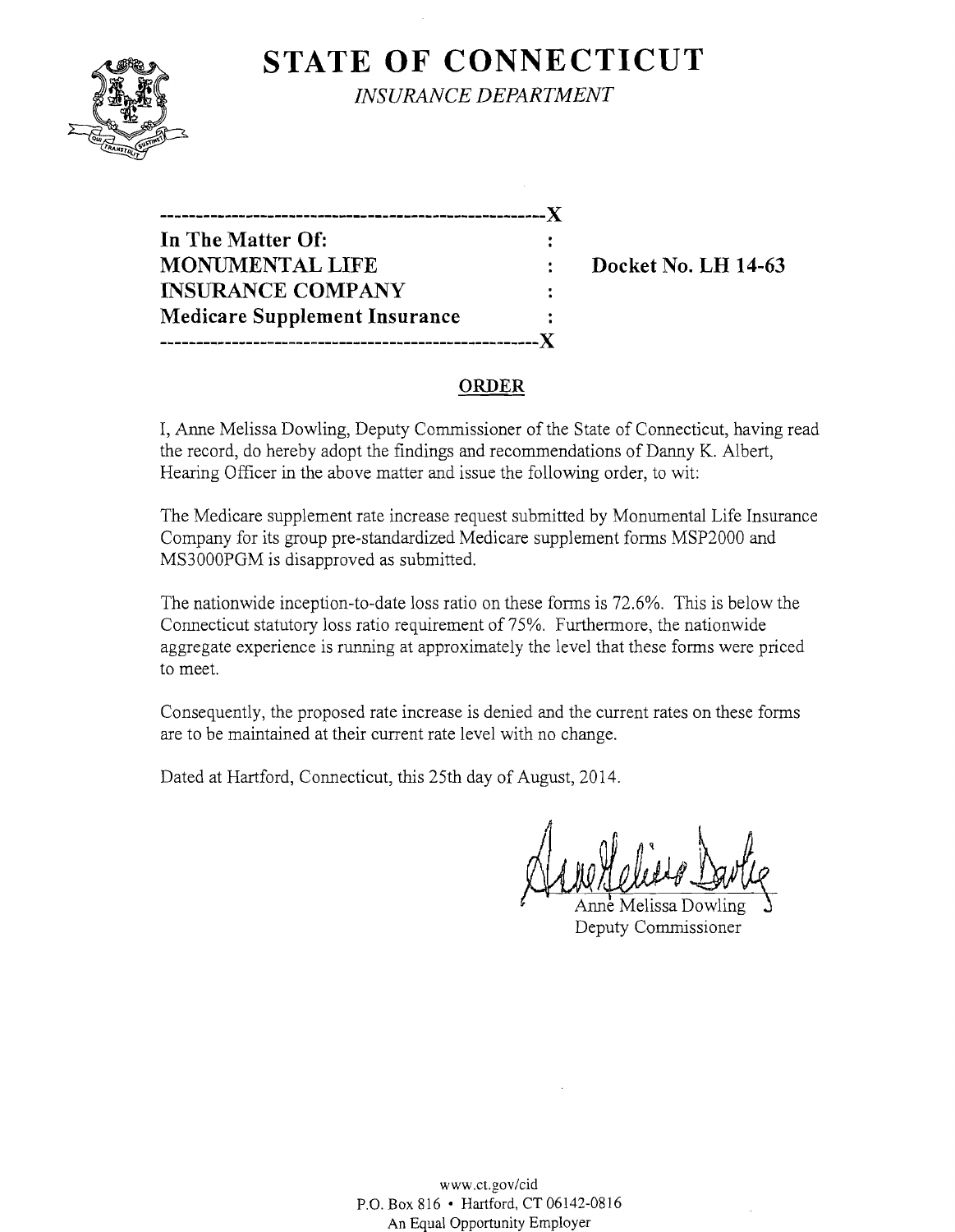# STATE OF CONNECTICUT

*INSURANCE DEPARTMENT*

---

| | | |
|---|---|---|
| **In The Matter Of:** | : | |
| **MONUMENTAL LIFE** | : | **Docket No. LH 14-63** |
| **INSURANCE COMPANY** | : | |
| **Medicare Supplement Insurance** | : | |

---

## ORDER

I, Anne Melissa Dowling, Deputy Commissioner of the State of Connecticut, having read the record, do hereby adopt the findings and recommendations of Danny K. Albert, Hearing Officer in the above matter and issue the following order, to wit:

The Medicare supplement rate increase request submitted by Monumental Life Insurance Company for its group pre-standardized Medicare supplement forms MSP2000 and MS3000PGM is disapproved as submitted.

The nationwide inception-to-date loss ratio on these forms is 72.6%. This is below the Connecticut statutory loss ratio requirement of 75%. Furthermore, the nationwide aggregate experience is running at approximately the level that these forms were priced to meet.

Consequently, the proposed rate increase is denied and the current rates on these forms are to be maintained at their current rate level with no change.

Dated at Hartford, Connecticut, this 25th day of August, 2014.

Anne Melissa Dowling
Deputy Commissioner

www.ct.gov/cid
P.O. Box 816 • Hartford, CT 06142-0816
An Equal Opportunity Employer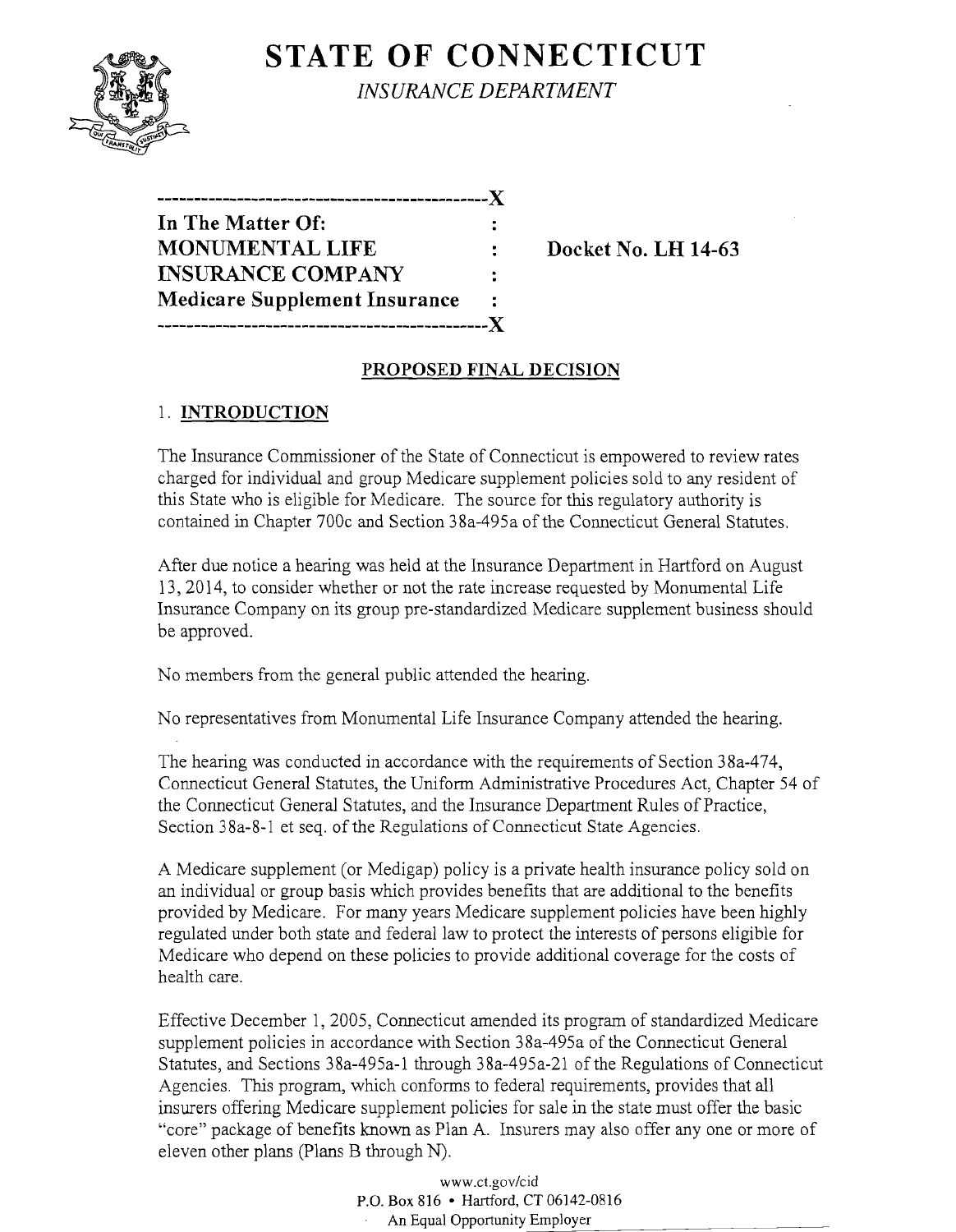# STATE OF CONNECTICUT

*INSURANCE DEPARTMENT*

---------------------------------------------X
**In The Matter Of:** :
**MONUMENTAL LIFE** : **Docket No. LH 14-63**
**INSURANCE COMPANY** :
**Medicare Supplement Insurance** :
---------------------------------------------X

## PROPOSED FINAL DECISION

### 1. INTRODUCTION

The Insurance Commissioner of the State of Connecticut is empowered to review rates charged for individual and group Medicare supplement policies sold to any resident of this State who is eligible for Medicare. The source for this regulatory authority is contained in Chapter 700c and Section 38a-495a of the Connecticut General Statutes.

After due notice a hearing was held at the Insurance Department in Hartford on August 13, 2014, to consider whether or not the rate increase requested by Monumental Life Insurance Company on its group pre-standardized Medicare supplement business should be approved.

No members from the general public attended the hearing.

No representatives from Monumental Life Insurance Company attended the hearing.

The hearing was conducted in accordance with the requirements of Section 38a-474, Connecticut General Statutes, the Uniform Administrative Procedures Act, Chapter 54 of the Connecticut General Statutes, and the Insurance Department Rules of Practice, Section 38a-8-1 et seq. of the Regulations of Connecticut State Agencies.

A Medicare supplement (or Medigap) policy is a private health insurance policy sold on an individual or group basis which provides benefits that are additional to the benefits provided by Medicare. For many years Medicare supplement policies have been highly regulated under both state and federal law to protect the interests of persons eligible for Medicare who depend on these policies to provide additional coverage for the costs of health care.

Effective December 1, 2005, Connecticut amended its program of standardized Medicare supplement policies in accordance with Section 38a-495a of the Connecticut General Statutes, and Sections 38a-495a-1 through 38a-495a-21 of the Regulations of Connecticut Agencies. This program, which conforms to federal requirements, provides that all insurers offering Medicare supplement policies for sale in the state must offer the basic "core" package of benefits known as Plan A. Insurers may also offer any one or more of eleven other plans (Plans B through N).

www.ct.gov/cid
P.O. Box 816 • Hartford, CT 06142-0816
An Equal Opportunity Employer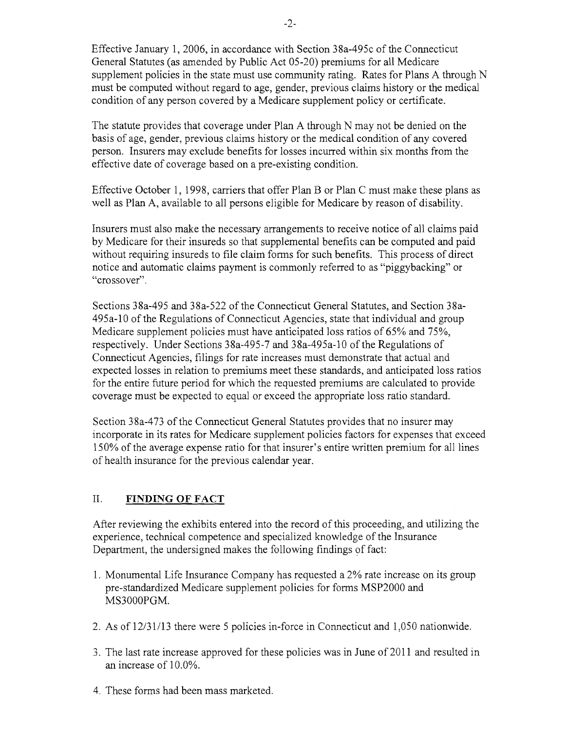Effective January 1, 2006, in accordance with Section 38a-495c of the Connecticut General Statutes (as amended by Public Act 05-20) premiums for all Medicare supplement policies in the state must use community rating. Rates for Plans A through N must be computed without regard to age, gender, previous claims history or the medical condition of any person covered by a Medicare supplement policy or certificate.

The statute provides that coverage under Plan A through N may not be denied on the basis of age, gender, previous claims history or the medical condition of any covered person. Insurers may exclude benefits for losses incurred within six months from the effective date of coverage based on a pre-existing condition.

Effective October 1, 1998, carriers that offer Plan B or Plan C must make these plans as well as Plan A, available to all persons eligible for Medicare by reason of disability.

Insurers must also make the necessary arrangements to receive notice of all claims paid by Medicare for their insureds so that supplemental benefits can be computed and paid without requiring insureds to file claim forms for such benefits. This process of direct notice and automatic claims payment is commonly referred to as "piggybacking" or "crossover".

Sections 38a-495 and 38a-522 of the Connecticut General Statutes, and Section 38a-495a-10 of the Regulations of Connecticut Agencies, state that individual and group Medicare supplement policies must have anticipated loss ratios of 65% and 75%, respectively. Under Sections 38a-495-7 and 38a-495a-10 of the Regulations of Connecticut Agencies, filings for rate increases must demonstrate that actual and expected losses in relation to premiums meet these standards, and anticipated loss ratios for the entire future period for which the requested premiums are calculated to provide coverage must be expected to equal or exceed the appropriate loss ratio standard.

Section 38a-473 of the Connecticut General Statutes provides that no insurer may incorporate in its rates for Medicare supplement policies factors for expenses that exceed 150% of the average expense ratio for that insurer's entire written premium for all lines of health insurance for the previous calendar year.

## II. **FINDING OF FACT**

After reviewing the exhibits entered into the record of this proceeding, and utilizing the experience, technical competence and specialized knowledge of the Insurance Department, the undersigned makes the following findings of fact:

1. Monumental Life Insurance Company has requested a 2% rate increase on its group pre-standardized Medicare supplement policies for forms MSP2000 and MS3000PGM.

2. As of 12/31/13 there were 5 policies in-force in Connecticut and 1,050 nationwide.

3. The last rate increase approved for these policies was in June of 2011 and resulted in an increase of 10.0%.

4. These forms had been mass marketed.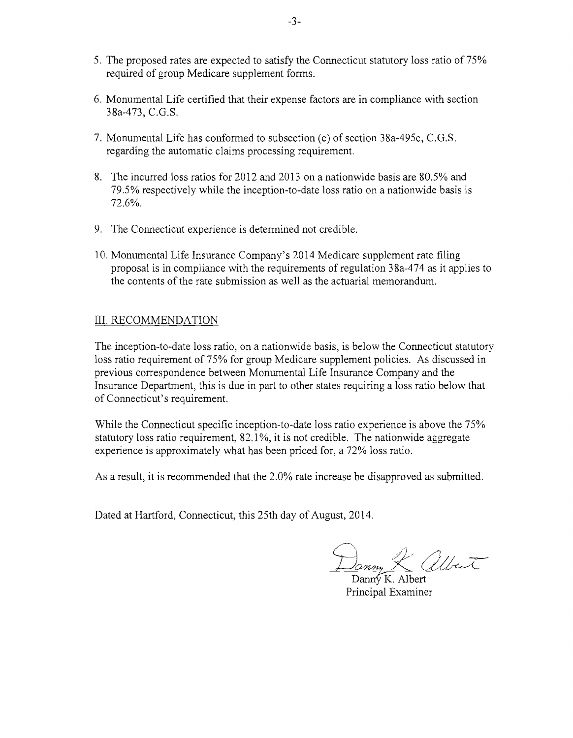5. The proposed rates are expected to satisfy the Connecticut statutory loss ratio of 75% required of group Medicare supplement forms.

6. Monumental Life certified that their expense factors are in compliance with section 38a-473, C.G.S.

7. Monumental Life has conformed to subsection (e) of section 38a-495c, C.G.S. regarding the automatic claims processing requirement.

8. The incurred loss ratios for 2012 and 2013 on a nationwide basis are 80.5% and 79.5% respectively while the inception-to-date loss ratio on a nationwide basis is 72.6%.

9. The Connecticut experience is determined not credible.

10. Monumental Life Insurance Company's 2014 Medicare supplement rate filing proposal is in compliance with the requirements of regulation 38a-474 as it applies to the contents of the rate submission as well as the actuarial memorandum.

## III. RECOMMENDATION

The inception-to-date loss ratio, on a nationwide basis, is below the Connecticut statutory loss ratio requirement of 75% for group Medicare supplement policies. As discussed in previous correspondence between Monumental Life Insurance Company and the Insurance Department, this is due in part to other states requiring a loss ratio below that of Connecticut's requirement.

While the Connecticut specific inception-to-date loss ratio experience is above the 75% statutory loss ratio requirement, 82.1%, it is not credible. The nationwide aggregate experience is approximately what has been priced for, a 72% loss ratio.

As a result, it is recommended that the 2.0% rate increase be disapproved as submitted.

Dated at Hartford, Connecticut, this 25th day of August, 2014.

Danny K. Albert

Danny K. Albert
Principal Examiner